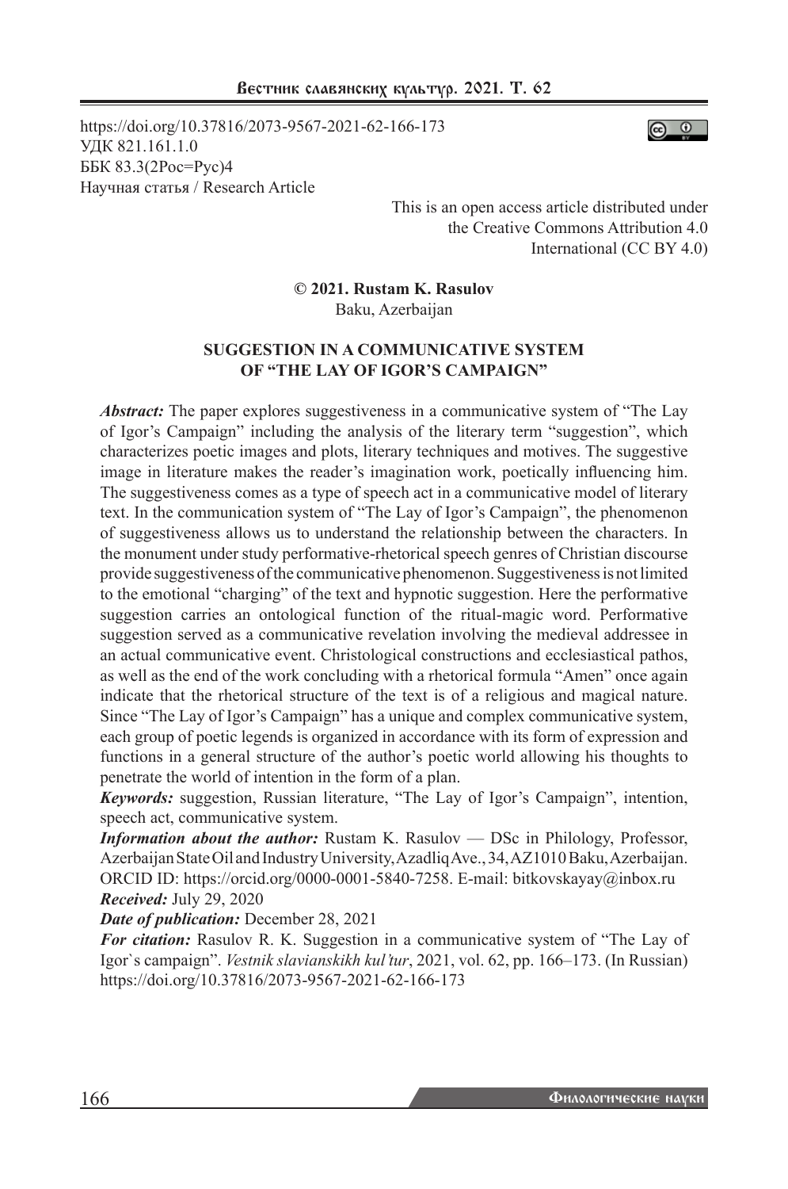https://doi.org/10.37816/2073-9567-2021-62-166-173
УДК 821.161.1.0
ББК 83.3(2Рос=Рус)4
Научная статья / Research Article

This is an open access article distributed under the Creative Commons Attribution 4.0 International (CC BY 4.0)

**© 2021. Rustam K. Rasulov**
Baku, Azerbaijan

# SUGGESTION IN A COMMUNICATIVE SYSTEM OF “THE LAY OF IGOR’S CAMPAIGN”

***Abstract:*** The paper explores suggestiveness in a communicative system of “The Lay of Igor’s Campaign” including the analysis of the literary term “suggestion”, which characterizes poetic images and plots, literary techniques and motives. The suggestive image in literature makes the reader’s imagination work, poetically influencing him. The suggestiveness comes as a type of speech act in a communicative model of literary text. In the communication system of “The Lay of Igor’s Campaign”, the phenomenon of suggestiveness allows us to understand the relationship between the characters. In the monument under study performative-rhetorical speech genres of Christian discourse provide suggestiveness of the communicative phenomenon. Suggestiveness is not limited to the emotional “charging” of the text and hypnotic suggestion. Here the performative suggestion carries an ontological function of the ritual-magic word. Performative suggestion served as a communicative revelation involving the medieval addressee in an actual communicative event. Christological constructions and ecclesiastical pathos, as well as the end of the work concluding with a rhetorical formula “Amen” once again indicate that the rhetorical structure of the text is of a religious and magical nature. Since “The Lay of Igor’s Campaign” has a unique and complex communicative system, each group of poetic legends is organized in accordance with its form of expression and functions in a general structure of the author’s poetic world allowing his thoughts to penetrate the world of intention in the form of a plan.

***Keywords:*** suggestion, Russian literature, “The Lay of Igor’s Campaign”, intention, speech act, communicative system.

***Information about the author:*** Rustam K. Rasulov — DSc in Philology, Professor, Azerbaijan State Oil and Industry University, Azadliq Ave., 34, AZ1010 Baku, Azerbaijan. ORCID ID: https://orcid.org/0000-0001-5840-7258. E-mail: bitkovskayay@inbox.ru

***Received:*** July 29, 2020

***Date of publication:*** December 28, 2021

***For citation:*** Rasulov R. K. Suggestion in a communicative system of “The Lay of Igor`s campaign”. *Vestnik slavianskikh kul'tur*, 2021, vol. 62, pp. 166–173. (In Russian) https://doi.org/10.37816/2073-9567-2021-62-166-173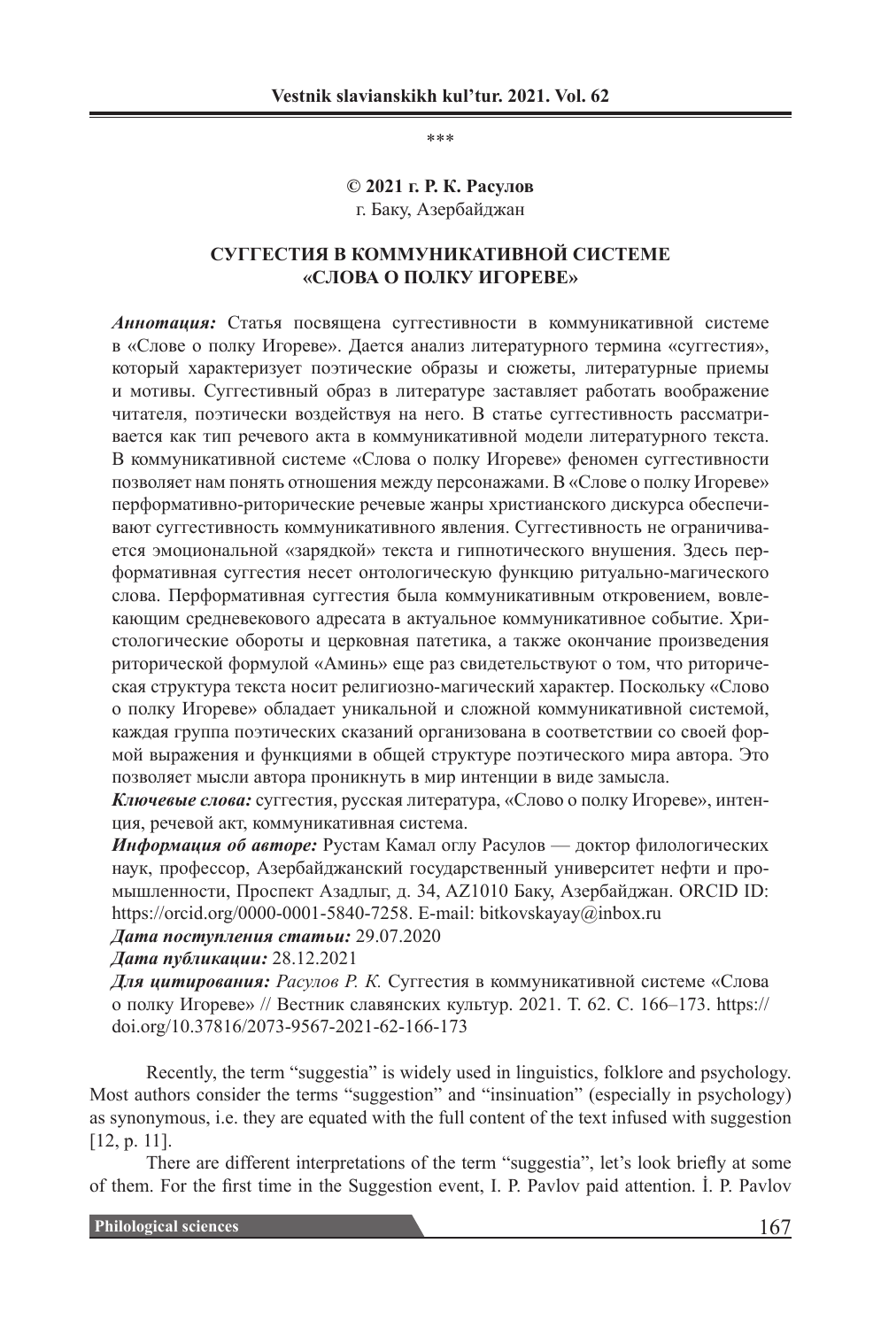\*\*\*

**© 2021 г. Р. К. Расулов**
г. Баку, Азербайджан

## СУГГЕСТИЯ В КОММУНИКАТИВНОЙ СИСТЕМЕ «СЛОВА О ПОЛКУ ИГОРЕВЕ»

***Аннотация:*** Статья посвящена суггестивности в коммуникативной системе в «Слове о полку Игореве». Дается анализ литературного термина «суггестия», который характеризует поэтические образы и сюжеты, литературные приемы и мотивы. Суггестивный образ в литературе заставляет работать воображение читателя, поэтически воздействуя на него. В статье суггестивность рассматривается как тип речевого акта в коммуникативной модели литературного текста. В коммуникативной системе «Слова о полку Игореве» феномен суггестивности позволяет нам понять отношения между персонажами. В «Слове о полку Игореве» перформативно-риторические речевые жанры христианского дискурса обеспечивают суггестивность коммуникативного явления. Суггестивность не ограничивается эмоциональной «зарядкой» текста и гипнотического внушения. Здесь перформативная суггестия несет онтологическую функцию ритуально-магического слова. Перформативная суггестия была коммуникативным откровением, вовлекающим средневекового адресата в актуальное коммуникативное событие. Христологические обороты и церковная патетика, а также окончание произведения риторической формулой «Аминь» еще раз свидетельствуют о том, что риторическая структура текста носит религиозно-магический характер. Поскольку «Слово о полку Игореве» обладает уникальной и сложной коммуникативной системой, каждая группа поэтических сказаний организована в соответствии со своей формой выражения и функциями в общей структуре поэтического мира автора. Это позволяет мысли автора проникнуть в мир интенции в виде замысла.

***Ключевые слова:*** суггестия, русская литература, «Слово о полку Игореве», интенция, речевой акт, коммуникативная система.

***Информация об авторе:*** Рустам Камал оглу Расулов — доктор филологических наук, профессор, Азербайджанский государственный университет нефти и промышленности, Проспект Азадлыг, д. 34, AZ1010 Баку, Азербайджан. ORCID ID: https://orcid.org/0000-0001-5840-7258. E-mail: bitkovskayay@inbox.ru

***Дата поступления статьи:*** 29.07.2020

***Дата публикации:*** 28.12.2021

***Для цитирования:*** *Расулов Р. К.* Суггестия в коммуникативной системе «Слова о полку Игореве» // Вестник славянских культур. 2021. Т. 62. С. 166–173. https://doi.org/10.37816/2073-9567-2021-62-166-173

Recently, the term "suggestia" is widely used in linguistics, folklore and psychology. Most authors consider the terms "suggestion" and "insinuation" (especially in psychology) as synonymous, i.e. they are equated with the full content of the text infused with suggestion [12, p. 11].

There are different interpretations of the term "suggestia", let's look briefly at some of them. For the first time in the Suggestion event, I. P. Pavlov paid attention. İ. P. Pavlov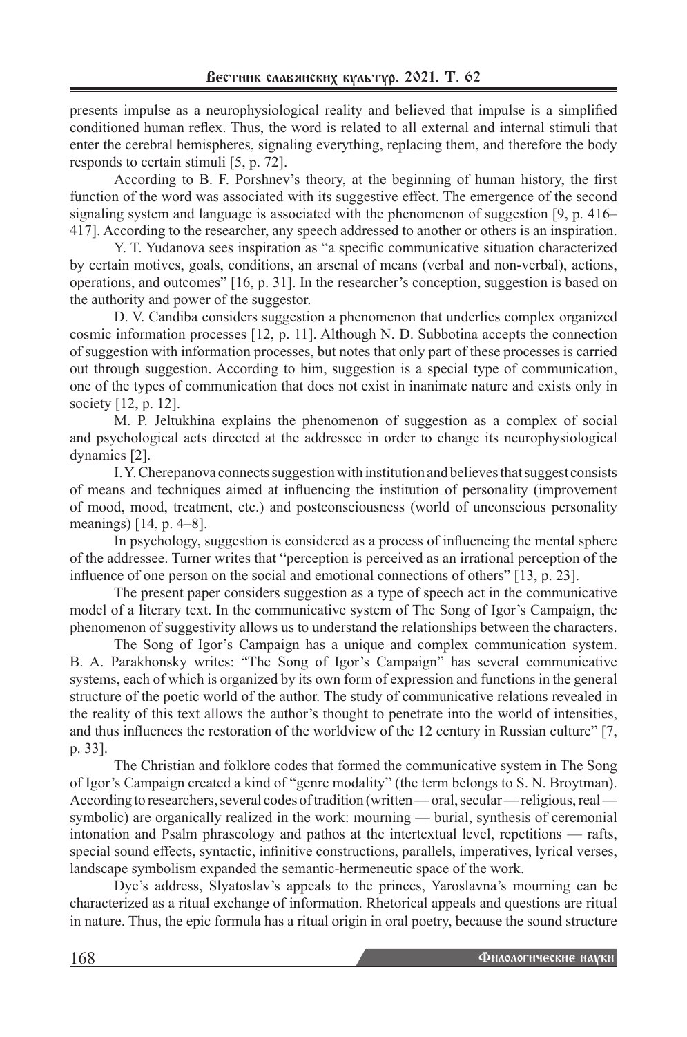presents impulse as a neurophysiological reality and believed that impulse is a simplified conditioned human reflex. Thus, the word is related to all external and internal stimuli that enter the cerebral hemispheres, signaling everything, replacing them, and therefore the body responds to certain stimuli [5, p. 72].

According to B. F. Porshnev's theory, at the beginning of human history, the first function of the word was associated with its suggestive effect. The emergence of the second signaling system and language is associated with the phenomenon of suggestion [9, p. 416–417]. According to the researcher, any speech addressed to another or others is an inspiration.

Y. T. Yudanova sees inspiration as "a specific communicative situation characterized by certain motives, goals, conditions, an arsenal of means (verbal and non-verbal), actions, operations, and outcomes" [16, p. 31]. In the researcher's conception, suggestion is based on the authority and power of the suggestor.

D. V. Candiba considers suggestion a phenomenon that underlies complex organized cosmic information processes [12, p. 11]. Although N. D. Subbotina accepts the connection of suggestion with information processes, but notes that only part of these processes is carried out through suggestion. According to him, suggestion is a special type of communication, one of the types of communication that does not exist in inanimate nature and exists only in society [12, p. 12].

M. P. Jeltukhina explains the phenomenon of suggestion as a complex of social and psychological acts directed at the addressee in order to change its neurophysiological dynamics [2].

I. Y. Cherepanova connects suggestion with institution and believes that suggest consists of means and techniques aimed at influencing the institution of personality (improvement of mood, mood, treatment, etc.) and postconsciousness (world of unconscious personality meanings) [14, p. 4–8].

In psychology, suggestion is considered as a process of influencing the mental sphere of the addressee. Turner writes that "perception is perceived as an irrational perception of the influence of one person on the social and emotional connections of others" [13, p. 23].

The present paper considers suggestion as a type of speech act in the communicative model of a literary text. In the communicative system of The Song of Igor's Campaign, the phenomenon of suggestivity allows us to understand the relationships between the characters.

The Song of Igor's Campaign has a unique and complex communication system. B. A. Parakhonsky writes: "The Song of Igor's Campaign" has several communicative systems, each of which is organized by its own form of expression and functions in the general structure of the poetic world of the author. The study of communicative relations revealed in the reality of this text allows the author's thought to penetrate into the world of intensities, and thus influences the restoration of the worldview of the 12 century in Russian culture" [7, p. 33].

The Christian and folklore codes that formed the communicative system in The Song of Igor's Campaign created a kind of "genre modality" (the term belongs to S. N. Broytman). According to researchers, several codes of tradition (written — oral, secular — religious, real — symbolic) are organically realized in the work: mourning — burial, synthesis of ceremonial intonation and Psalm phraseology and pathos at the intertextual level, repetitions — rafts, special sound effects, syntactic, infinitive constructions, parallels, imperatives, lyrical verses, landscape symbolism expanded the semantic-hermeneutic space of the work.

Dye's address, Slyatoslav's appeals to the princes, Yaroslavna's mourning can be characterized as a ritual exchange of information. Rhetorical appeals and questions are ritual in nature. Thus, the epic formula has a ritual origin in oral poetry, because the sound structure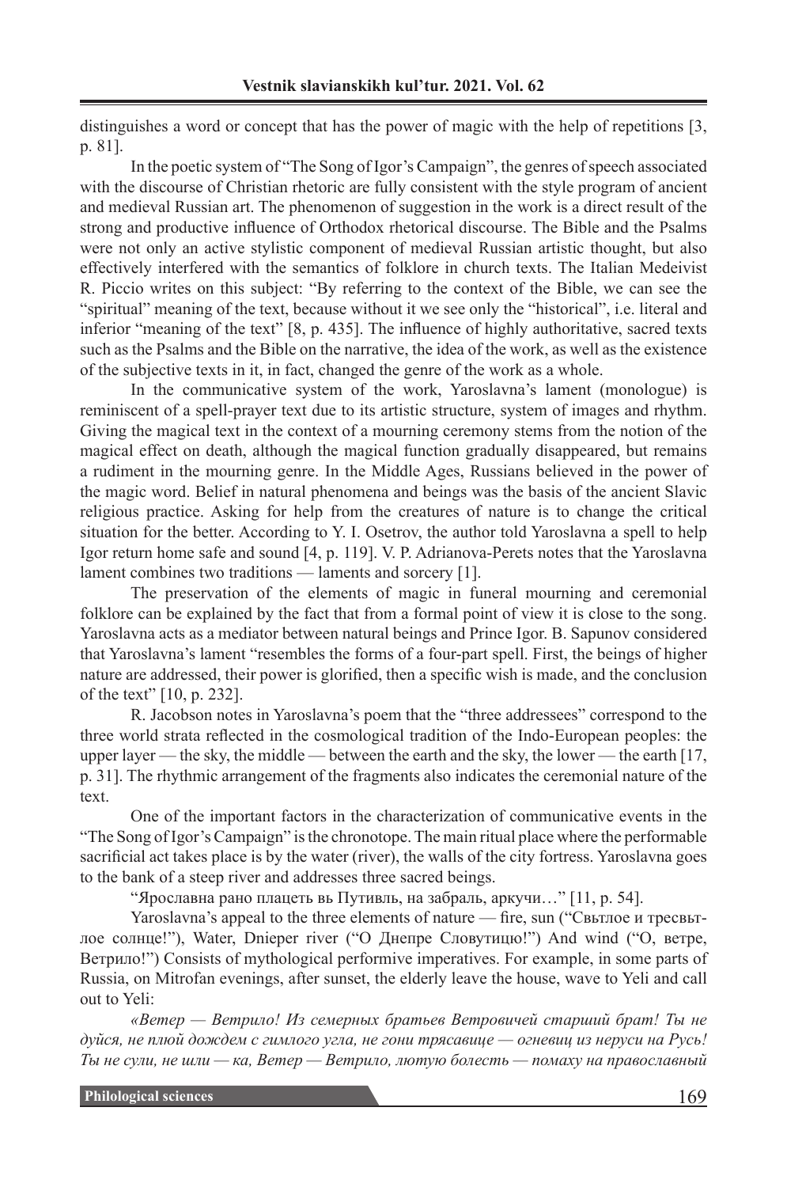distinguishes a word or concept that has the power of magic with the help of repetitions [3, p. 81].

In the poetic system of "The Song of Igor's Campaign", the genres of speech associated with the discourse of Christian rhetoric are fully consistent with the style program of ancient and medieval Russian art. The phenomenon of suggestion in the work is a direct result of the strong and productive influence of Orthodox rhetorical discourse. The Bible and the Psalms were not only an active stylistic component of medieval Russian artistic thought, but also effectively interfered with the semantics of folklore in church texts. The Italian Medeivist R. Piccio writes on this subject: "By referring to the context of the Bible, we can see the "spiritual" meaning of the text, because without it we see only the "historical", i.e. literal and inferior "meaning of the text" [8, p. 435]. The influence of highly authoritative, sacred texts such as the Psalms and the Bible on the narrative, the idea of the work, as well as the existence of the subjective texts in it, in fact, changed the genre of the work as a whole.

In the communicative system of the work, Yaroslavna's lament (monologue) is reminiscent of a spell-prayer text due to its artistic structure, system of images and rhythm. Giving the magical text in the context of a mourning ceremony stems from the notion of the magical effect on death, although the magical function gradually disappeared, but remains a rudiment in the mourning genre. In the Middle Ages, Russians believed in the power of the magic word. Belief in natural phenomena and beings was the basis of the ancient Slavic religious practice. Asking for help from the creatures of nature is to change the critical situation for the better. According to Y. I. Osetrov, the author told Yaroslavna a spell to help Igor return home safe and sound [4, p. 119]. V. P. Adrianova-Perets notes that the Yaroslavna lament combines two traditions — laments and sorcery [1].

The preservation of the elements of magic in funeral mourning and ceremonial folklore can be explained by the fact that from a formal point of view it is close to the song. Yaroslavna acts as a mediator between natural beings and Prince Igor. B. Sapunov considered that Yaroslavna's lament "resembles the forms of a four-part spell. First, the beings of higher nature are addressed, their power is glorified, then a specific wish is made, and the conclusion of the text" [10, p. 232].

R. Jacobson notes in Yaroslavna's poem that the "three addressees" correspond to the three world strata reflected in the cosmological tradition of the Indo-European peoples: the upper layer — the sky, the middle — between the earth and the sky, the lower — the earth [17, p. 31]. The rhythmic arrangement of the fragments also indicates the ceremonial nature of the text.

One of the important factors in the characterization of communicative events in the "The Song of Igor's Campaign" is the chronotope. The main ritual place where the performable sacrificial act takes place is by the water (river), the walls of the city fortress. Yaroslavna goes to the bank of a steep river and addresses three sacred beings.

"Ярославна рано плацеть вь Путивль, на забраль, аркучи…" [11, p. 54].

Yaroslavna's appeal to the three elements of nature — fire, sun ("Свьтлое и тресвьтлое солнце!"), Water, Dnieper river ("О Днепре Словутицю!") And wind ("О, ветре, Ветрило!") Consists of mythological performive imperatives. For example, in some parts of Russia, on Mitrofan evenings, after sunset, the elderly leave the house, wave to Yeli and call out to Yeli:

*«Ветер — Ветрило! Из семерных братьев Ветровичей старший брат! Ты не дуйся, не плюй дождем с гимлого угла, не гони трясавице — огневиц из неруси на Русь! Ты не сули, не шли — ка, Ветер — Ветрило, лютую болесть — помаху на православный*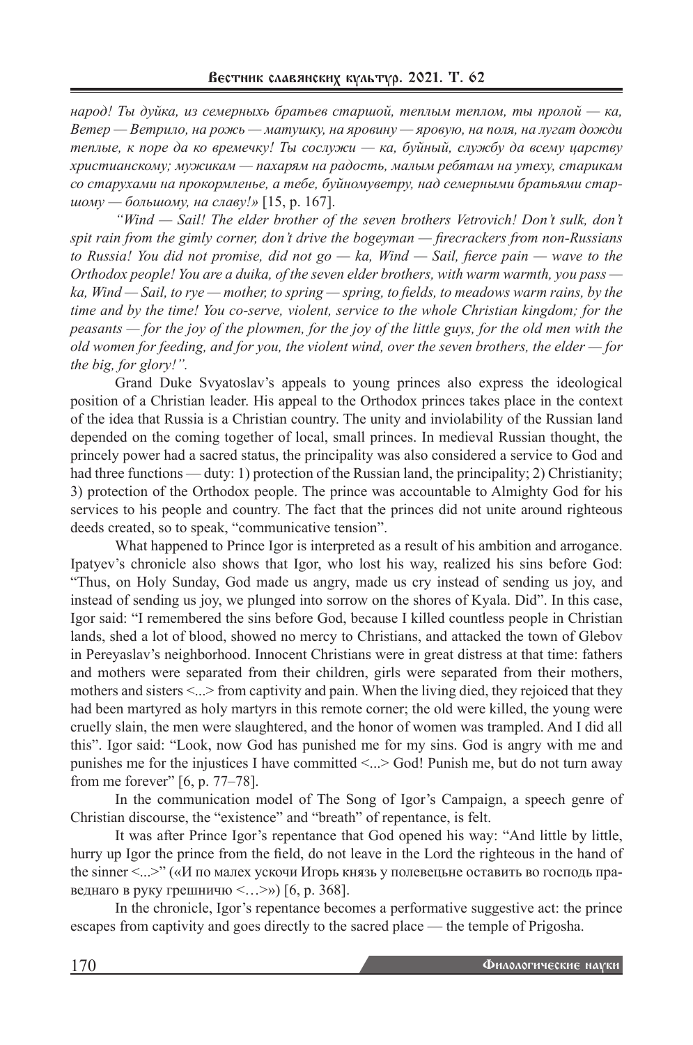*народ! Ты дуйка, из семерныхь братьев старшой, теплым теплом, ты пролой — ка, Ветер — Ветрило, на рожь — матушку, на яровину — яровую, на поля, на лугат дожди теплые, к поре да ко времечку! Ты сослужи — ка, буйный, службу да всему царству христианскому; мужикам — пахарям на радость, малым ребятам на утеху, старикам со старухами на прокормленье, а тебе, буйномуветру, над семерными братьями старшому — большому, на славу!»* [15, p. 167].

*"Wind — Sail! The elder brother of the seven brothers Vetrovich! Don't sulk, don't spit rain from the gimly corner, don't drive the bogeyman — firecrackers from non-Russians to Russia! You did not promise, did not go — ka, Wind — Sail, fierce pain — wave to the Orthodox people! You are a duika, of the seven elder brothers, with warm warmth, you pass — ka, Wind — Sail, to rye — mother, to spring — spring, to fields, to meadows warm rains, by the time and by the time! You co-serve, violent, service to the whole Christian kingdom; for the peasants — for the joy of the plowmen, for the joy of the little guys, for the old men with the old women for feeding, and for you, the violent wind, over the seven brothers, the elder — for the big, for glory!".*

Grand Duke Svyatoslav's appeals to young princes also express the ideological position of a Christian leader. His appeal to the Orthodox princes takes place in the context of the idea that Russia is a Christian country. The unity and inviolability of the Russian land depended on the coming together of local, small princes. In medieval Russian thought, the princely power had a sacred status, the principality was also considered a service to God and had three functions — duty: 1) protection of the Russian land, the principality; 2) Christianity; 3) protection of the Orthodox people. The prince was accountable to Almighty God for his services to his people and country. The fact that the princes did not unite around righteous deeds created, so to speak, "communicative tension".

What happened to Prince Igor is interpreted as a result of his ambition and arrogance. Ipatyev's chronicle also shows that Igor, who lost his way, realized his sins before God: "Thus, on Holy Sunday, God made us angry, made us cry instead of sending us joy, and instead of sending us joy, we plunged into sorrow on the shores of Kyala. Did". In this case, Igor said: "I remembered the sins before God, because I killed countless people in Christian lands, shed a lot of blood, showed no mercy to Christians, and attacked the town of Glebov in Pereyaslav's neighborhood. Innocent Christians were in great distress at that time: fathers and mothers were separated from their children, girls were separated from their mothers, mothers and sisters <...> from captivity and pain. When the living died, they rejoiced that they had been martyred as holy martyrs in this remote corner; the old were killed, the young were cruelly slain, the men were slaughtered, and the honor of women was trampled. And I did all this". Igor said: "Look, now God has punished me for my sins. God is angry with me and punishes me for the injustices I have committed <...> God! Punish me, but do not turn away from me forever" [6, p. 77–78].

In the communication model of The Song of Igor's Campaign, a speech genre of Christian discourse, the "existence" and "breath" of repentance, is felt.

It was after Prince Igor's repentance that God opened his way: "And little by little, hurry up Igor the prince from the field, do not leave in the Lord the righteous in the hand of the sinner <...>" («И по малех ускочи Игорь князь у полевецьне оставить во господь праведнаго в руку грешничю <…>») [6, p. 368].

In the chronicle, Igor's repentance becomes a performative suggestive act: the prince escapes from captivity and goes directly to the sacred place — the temple of Prigosha.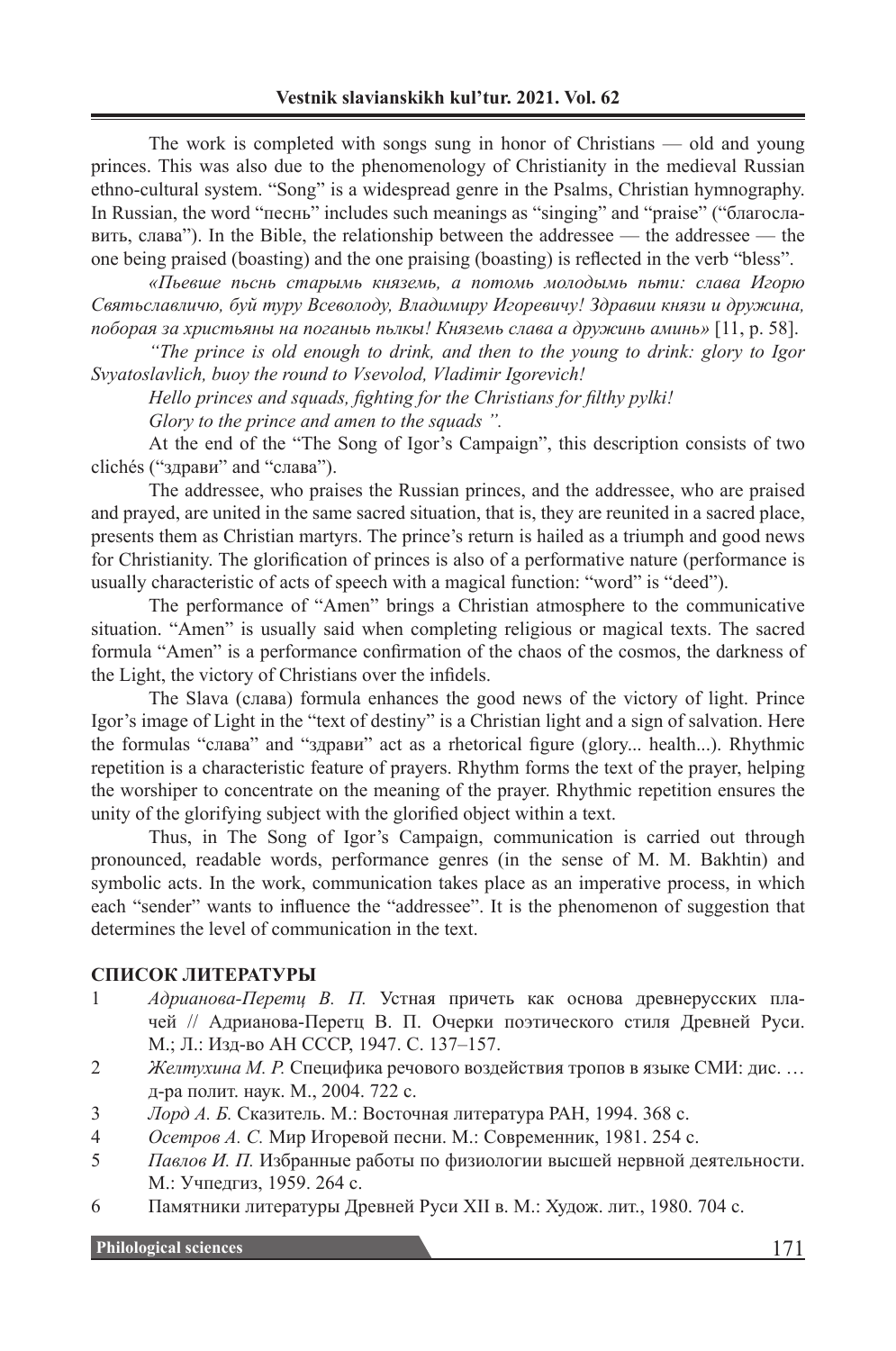The work is completed with songs sung in honor of Christians — old and young princes. This was also due to the phenomenology of Christianity in the medieval Russian ethno-cultural system. "Song" is a widespread genre in the Psalms, Christian hymnography. In Russian, the word "песнь" includes such meanings as "singing" and "praise" ("благословить, слава"). In the Bible, the relationship between the addressee — the addressee — the one being praised (boasting) and the one praising (boasting) is reflected in the verb "bless".

*«Пьевше пьснь старымь князему, а потомь молодымь пьти: слава Игорю Святьславличю, буй туру Всеволоду, Владимиру Игоревичу! Здравии князи и дружина, побораяза христьяны на поганыь пьлкы! Княземь слава а дружинь аминь»* [11, p. 58].

*"The prince is old enough to drink, and then to the young to drink: glory to Igor Svyatoslavlich, buoy the round to Vsevolod, Vladimir Igorevich!*

*Hello princes and squads, fighting for the Christians for filthy pylki!*

*Glory to the prince and amen to the squads ".*

At the end of the "The Song of Igor's Campaign", this description consists of two clichés ("здрави" and "слава").

The addressee, who praises the Russian princes, and the addressee, who are praised and prayed, are united in the same sacred situation, that is, they are reunited in a sacred place, presents them as Christian martyrs. The prince's return is hailed as a triumph and good news for Christianity. The glorification of princes is also of a performative nature (performance is usually characteristic of acts of speech with a magical function: "word" is "deed").

The performance of "Amen" brings a Christian atmosphere to the communicative situation. "Amen" is usually said when completing religious or magical texts. The sacred formula "Amen" is a performance confirmation of the chaos of the cosmos, the darkness of the Light, the victory of Christians over the infidels.

The Slava (слава) formula enhances the good news of the victory of light. Prince Igor's image of Light in the "text of destiny" is a Christian light and a sign of salvation. Here the formulas "слава" and "здрави" act as a rhetorical figure (glory... health...). Rhythmic repetition is a characteristic feature of prayers. Rhythm forms the text of the prayer, helping the worshiper to concentrate on the meaning of the prayer. Rhythmic repetition ensures the unity of the glorifying subject with the glorified object within a text.

Thus, in The Song of Igor's Campaign, communication is carried out through pronounced, readable words, performance genres (in the sense of M. M. Bakhtin) and symbolic acts. In the work, communication takes place as an imperative process, in which each "sender" wants to influence the "addressee". It is the phenomenon of suggestion that determines the level of communication in the text.

## СПИСОК ЛИТЕРАТУРЫ

1. *Адрианова-Перетц В. П.* Устная причеть как основа древнерусских плачей // Адрианова-Перетц В. П. Очерки поэтического стиля Древней Руси. М.; Л.: Изд-во АН СССР, 1947. С. 137–157.
2. *Желтухина М. Р.* Специфика речевого воздействия тропов в языке СМИ: дис. … д-ра полит. наук. М., 2004. 722 с.
3. *Лорд А. Б.* Сказитель. М.: Восточная литература РАН, 1994. 368 с.
4. *Осетров А. С.* Мир Игоревой песни. М.: Современник, 1981. 254 с.
5. *Павлов И. П.* Избранные работы по физиологии высшей нервной деятельности. М.: Учпедгиз, 1959. 264 с.
6. Памятники литературы Древней Руси XII в. М.: Худож. лит., 1980. 704 с.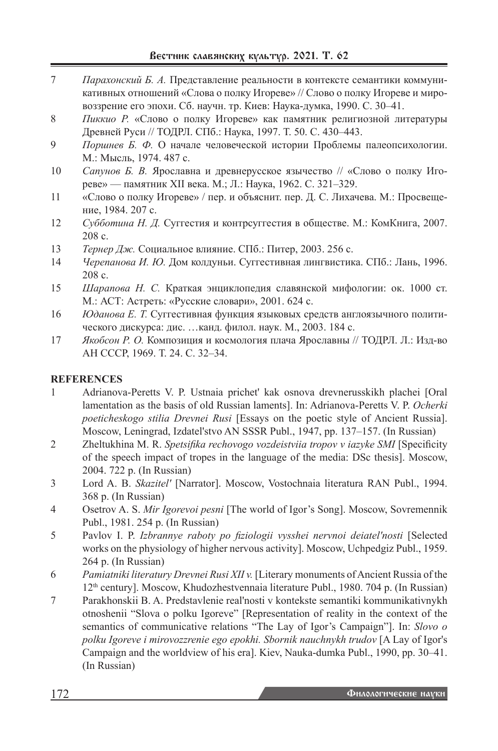7 *Парахонский Б. А.* Представление реальности в контексте семантики коммуникативных отношений «Слова о полку Игореве» // Слово о полку Игореве и мировоззрение его эпохи. Сб. научн. тр. Киев: Наука-думка, 1990. С. 30–41.

8 *Пиккио Р.* «Слово о полку Игореве» как памятник религиозной литературы Древней Руси // ТОДРЛ. СПб.: Наука, 1997. Т. 50. С. 430–443.

9 *Поршнев Б. Ф.* О начале человеческой истории Проблемы палеопсихологии. М.: Мысль, 1974. 487 с.

10 *Сапунов Б. В.* Ярославна и древнерусское язычество // «Слово о полку Игореве» — памятник XII века. М.; Л.: Наука, 1962. С. 321–329.

11 «Слово о полку Игореве» / пер. и объяснит. пер. Д. С. Лихачева. М.: Просвещение, 1984. 207 с.

12 *Субботина Н. Д.* Суггестия и контрсуггестия в обществе. М.: КомКнига, 2007. 208 с.

13 *Тернер Дж.* Социальное влияние. СПб.: Питер, 2003. 256 с.

14 *Черепанова И. Ю.* Дом колдуньи. Суггестивная лингвистика. СПб.: Лань, 1996. 208 с.

15 *Шарапова Н. С.* Краткая энциклопедия славянской мифологии: ок. 1000 ст. М.: АСТ: Астреть: «Русские словари», 2001. 624 с.

16 *Юданова Е. Т.* Суггестивная функция языковых средств англоязычного политического дискурса: дис. …канд. филол. наук. М., 2003. 184 с.

17 *Якобсон Р. О.* Композиция и космология плача Ярославны // ТОДРЛ. Л.: Изд-во АН СССР, 1969. Т. 24. С. 32–34.

## REFERENCES

1 Adrianova-Peretts V. P. Ustnaia prichet' kak osnova drevnerusskikh plachei [Oral lamentation as the basis of old Russian laments]. In: Adrianova-Peretts V. P. *Ocherki poeticheskogo stilia Drevnei Rusi* [Essays on the poetic style of Ancient Russia]. Moscow, Leningrad, Izdatel'stvo AN SSSR Publ., 1947, pp. 137–157. (In Russian)

2 Zheltukhina M. R. *Spetsifika rechovogo vozdeistviia tropov v iazyke SMI* [Specificity of the speech impact of tropes in the language of the media: DSc thesis]. Moscow, 2004. 722 p. (In Russian)

3 Lord A. B. *Skazitel'* [Narrator]. Moscow, Vostochnaia literatura RAN Publ., 1994. 368 p. (In Russian)

4 Osetrov A. S. *Mir Igorevoi pesni* [The world of Igor's Song]. Moscow, Sovremennik Publ., 1981. 254 p. (In Russian)

5 Pavlov I. P. *Izbrannye raboty po fiziologii vysshei nervnoi deiatel'nosti* [Selected works on the physiology of higher nervous activity]. Moscow, Uchpedgiz Publ., 1959. 264 p. (In Russian)

6 *Pamiatniki literatury Drevnei Rusi XII v.* [Literary monuments of Ancient Russia of the 12th century]. Moscow, Khudozhestvennaia literature Publ., 1980. 704 p. (In Russian)

7 Parakhonskii B. A. Predstavlenie real'nosti v kontekste semantiki kommunikativnykh otnoshenii "Slova o polku Igoreve" [Representation of reality in the context of the semantics of communicative relations "The Lay of Igor's Campaign"]. In: *Slovo o polku Igoreve i mirovozzrenie ego epokhi. Sbornik nauchnykh trudov* [A Lay of Igor's Campaign and the worldview of his era]. Kiev, Nauka-dumka Publ., 1990, pp. 30–41. (In Russian)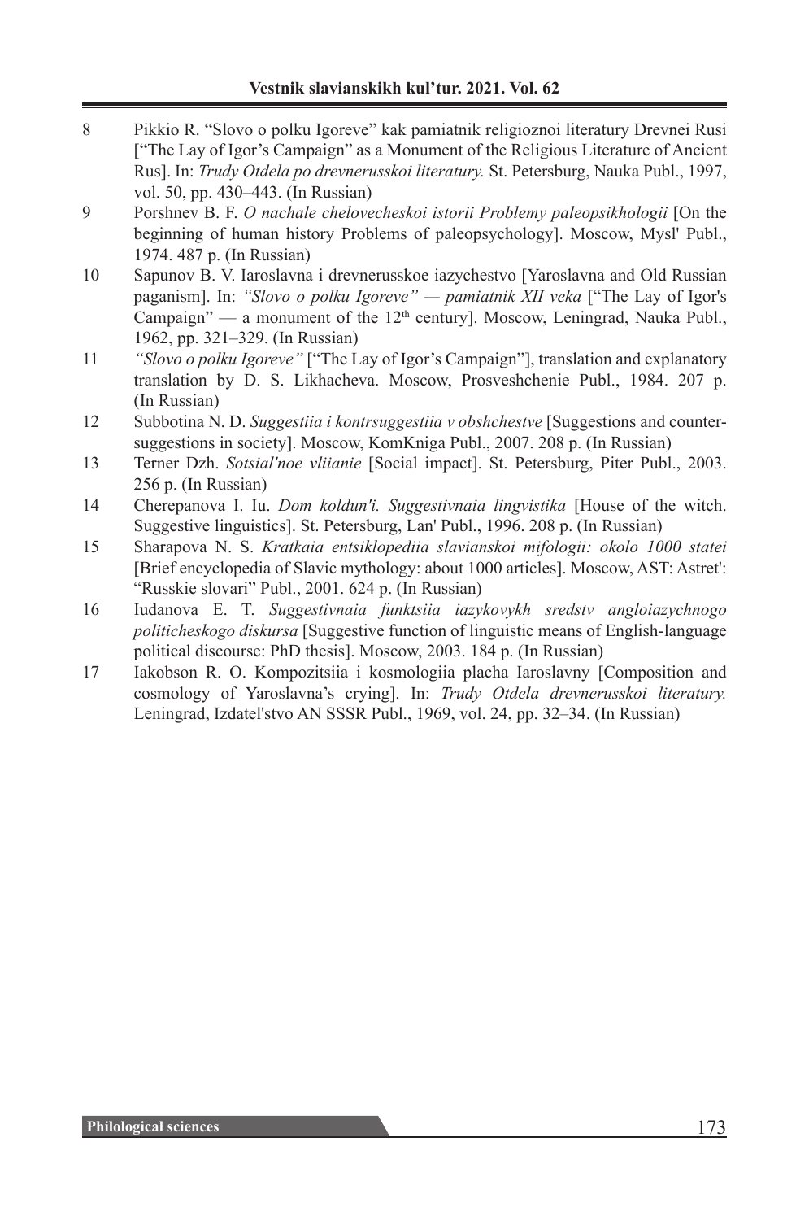8 Pikkio R. "Slovo o polku Igoreve" kak pamiatnik religioznoi literatury Drevnei Rusi ["The Lay of Igor's Campaign" as a Monument of the Religious Literature of Ancient Rus]. In: *Trudy Otdela po drevnerusskoi literatury.* St. Petersburg, Nauka Publ., 1997, vol. 50, pp. 430–443. (In Russian)

9 Porshnev B. F. *O nachale chelovecheskoi istorii Problemy paleopsikhologii* [On the beginning of human history Problems of paleopsychology]. Moscow, Mysl' Publ., 1974. 487 p. (In Russian)

10 Sapunov B. V. Iaroslavna i drevnerusskoe iazychestvo [Yaroslavna and Old Russian paganism]. In: *"Slovo o polku Igoreve" — pamiatnik XII veka* ["The Lay of Igor's Campaign" — a monument of the 12th century]. Moscow, Leningrad, Nauka Publ., 1962, pp. 321–329. (In Russian)

11 *"Slovo o polku Igoreve"* ["The Lay of Igor's Campaign"], translation and explanatory translation by D. S. Likhacheva. Moscow, Prosveshchenie Publ., 1984. 207 p. (In Russian)

12 Subbotina N. D. *Suggestiia i kontrsuggestiia v obshchestve* [Suggestions and counter-suggestions in society]. Moscow, KomKniga Publ., 2007. 208 p. (In Russian)

13 Terner Dzh. *Sotsial'noe vliianie* [Social impact]. St. Petersburg, Piter Publ., 2003. 256 p. (In Russian)

14 Cherepanova I. Iu. *Dom koldun'i. Suggestivnaia lingvistika* [House of the witch. Suggestive linguistics]. St. Petersburg, Lan' Publ., 1996. 208 p. (In Russian)

15 Sharapova N. S. *Kratkaia entsiklopediia slavianskoi mifologii: okolo 1000 statei* [Brief encyclopedia of Slavic mythology: about 1000 articles]. Moscow, AST: Astret': "Russkie slovari" Publ., 2001. 624 p. (In Russian)

16 Iudanova E. T. *Suggestivnaia funktsiia iazykovykh sredstv angloiazychnogo politicheskogo diskursa* [Suggestive function of linguistic means of English-language political discourse: PhD thesis]. Moscow, 2003. 184 p. (In Russian)

17 Iakobson R. O. Kompozitsiia i kosmologiia placha Iaroslavny [Composition and cosmology of Yaroslavna's crying]. In: *Trudy Otdela drevnerusskoi literatury.* Leningrad, Izdatel'stvo AN SSSR Publ., 1969, vol. 24, pp. 32–34. (In Russian)